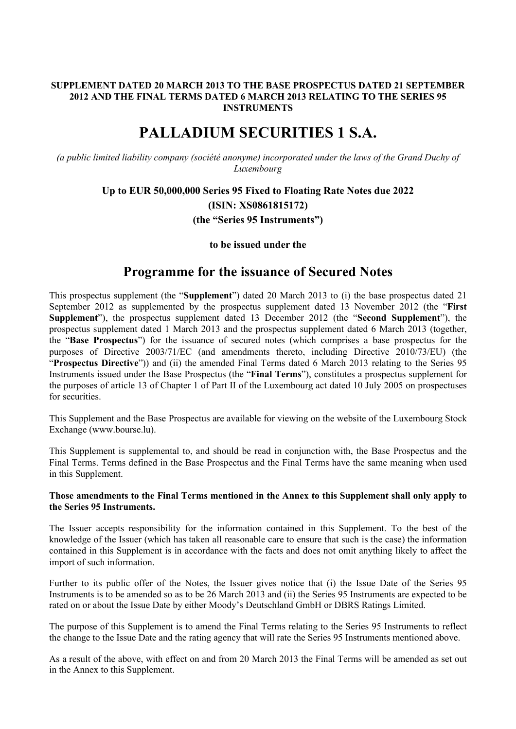**SUPPLEMENT DATED 20 MARCH 2013 TO THE BASE PROSPECTUS DATED 21 SEPTEMBER 2012 AND THE FINAL TERMS DATED 6 MARCH 2013 RELATING TO THE SERIES 95 INSTRUMENTS**

# PALLADIUM SECURITIES 1 S.A.

*(a public limited liability company (société anonyme) incorporated under the laws of the Grand Duchy of Luxembourg*

**Up to EUR 50,000,000 Series 95 Fixed to Floating Rate Notes due 2022**

**(ISIN: XS0861815172)**

**(the "Series 95 Instruments")**

**to be issued under the**

## Programme for the issuance of Secured Notes

This prospectus supplement (the "**Supplement**") dated 20 March 2013 to (i) the base prospectus dated 21 September 2012 as supplemented by the prospectus supplement dated 13 November 2012 (the "**First Supplement**"), the prospectus supplement dated 13 December 2012 (the "**Second Supplement**"), the prospectus supplement dated 1 March 2013 and the prospectus supplement dated 6 March 2013 (together, the "**Base Prospectus**") for the issuance of secured notes (which comprises a base prospectus for the purposes of Directive 2003/71/EC (and amendments thereto, including Directive 2010/73/EU) (the "**Prospectus Directive**")) and (ii) the amended Final Terms dated 6 March 2013 relating to the Series 95 Instruments issued under the Base Prospectus (the "**Final Terms**"), constitutes a prospectus supplement for the purposes of article 13 of Chapter 1 of Part II of the Luxembourg act dated 10 July 2005 on prospectuses for securities.

This Supplement and the Base Prospectus are available for viewing on the website of the Luxembourg Stock Exchange (www.bourse.lu).

This Supplement is supplemental to, and should be read in conjunction with, the Base Prospectus and the Final Terms. Terms defined in the Base Prospectus and the Final Terms have the same meaning when used in this Supplement.

**Those amendments to the Final Terms mentioned in the Annex to this Supplement shall only apply to the Series 95 Instruments.**

The Issuer accepts responsibility for the information contained in this Supplement. To the best of the knowledge of the Issuer (which has taken all reasonable care to ensure that such is the case) the information contained in this Supplement is in accordance with the facts and does not omit anything likely to affect the import of such information.

Further to its public offer of the Notes, the Issuer gives notice that (i) the Issue Date of the Series 95 Instruments is to be amended so as to be 26 March 2013 and (ii) the Series 95 Instruments are expected to be rated on or about the Issue Date by either Moody's Deutschland GmbH or DBRS Ratings Limited.

The purpose of this Supplement is to amend the Final Terms relating to the Series 95 Instruments to reflect the change to the Issue Date and the rating agency that will rate the Series 95 Instruments mentioned above.

As a result of the above, with effect on and from 20 March 2013 the Final Terms will be amended as set out in the Annex to this Supplement.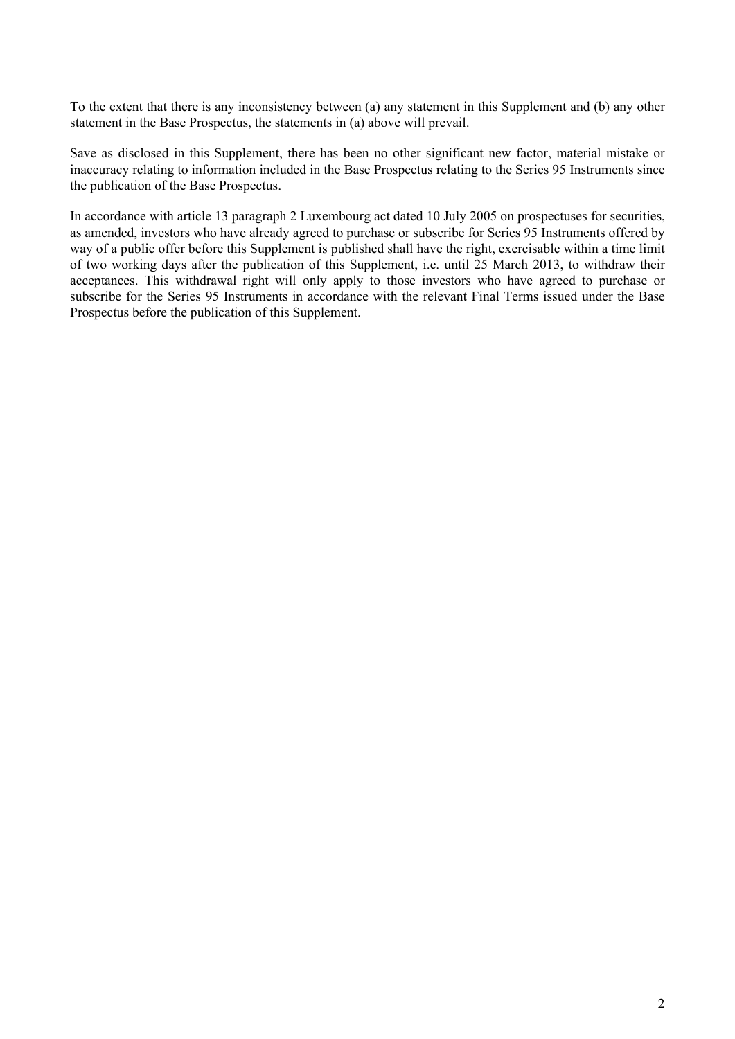To the extent that there is any inconsistency between (a) any statement in this Supplement and (b) any other statement in the Base Prospectus, the statements in (a) above will prevail.

Save as disclosed in this Supplement, there has been no other significant new factor, material mistake or inaccuracy relating to information included in the Base Prospectus relating to the Series 95 Instruments since the publication of the Base Prospectus.

In accordance with article 13 paragraph 2 Luxembourg act dated 10 July 2005 on prospectuses for securities, as amended, investors who have already agreed to purchase or subscribe for Series 95 Instruments offered by way of a public offer before this Supplement is published shall have the right, exercisable within a time limit of two working days after the publication of this Supplement, i.e. until 25 March 2013, to withdraw their acceptances. This withdrawal right will only apply to those investors who have agreed to purchase or subscribe for the Series 95 Instruments in accordance with the relevant Final Terms issued under the Base Prospectus before the publication of this Supplement.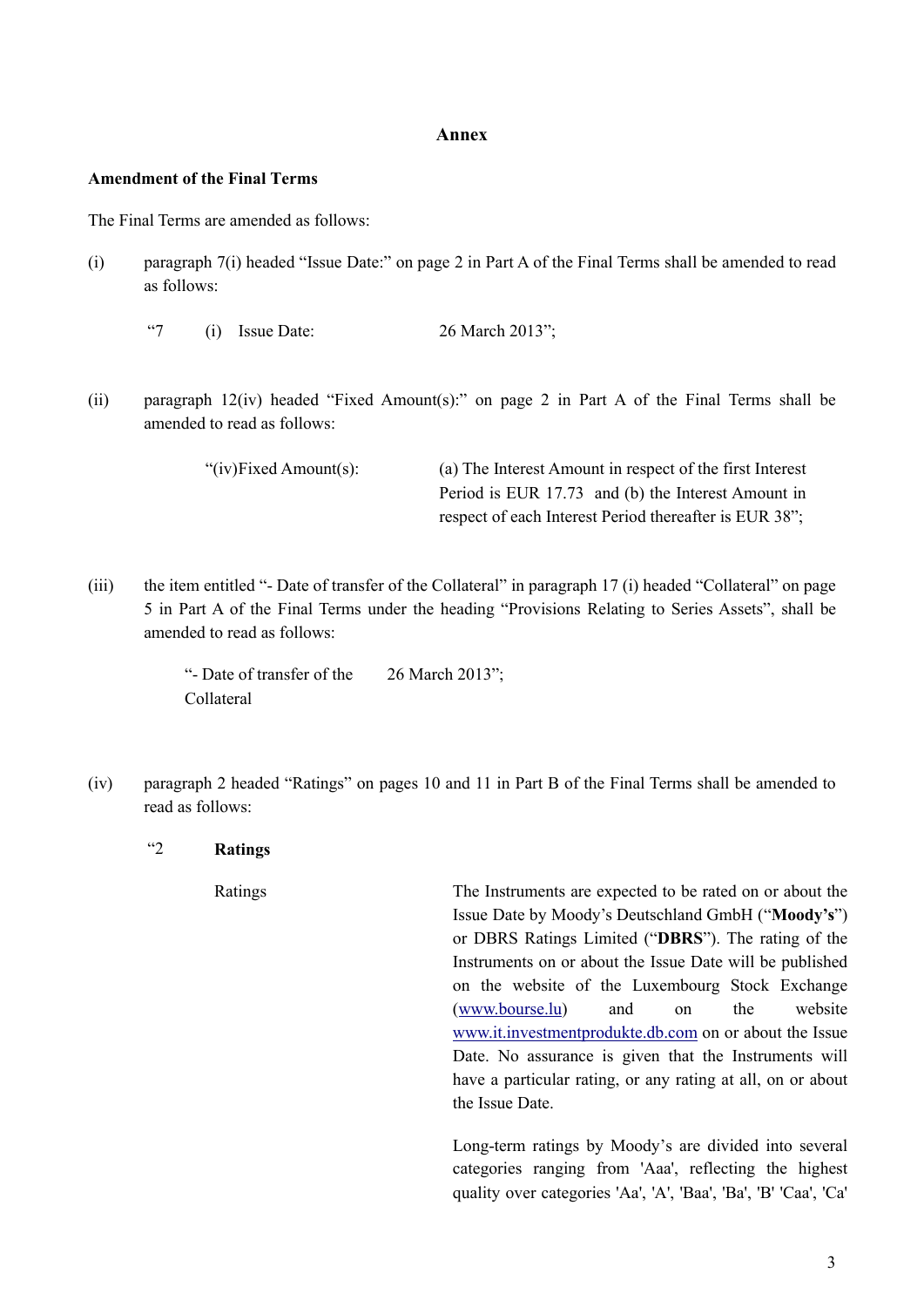## Annex

**Amendment of the Final Terms**

The Final Terms are amended as follows:

(i) paragraph 7(i) headed "Issue Date:" on page 2 in Part A of the Final Terms shall be amended to read as follows:

> "7 (i) Issue Date: 26 March 2013";

(ii) paragraph 12(iv) headed "Fixed Amount(s):" on page 2 in Part A of the Final Terms shall be amended to read as follows:

> "(iv)Fixed Amount(s): (a) The Interest Amount in respect of the first Interest Period is EUR 17.73 and (b) the Interest Amount in respect of each Interest Period thereafter is EUR 38";

(iii) the item entitled "- Date of transfer of the Collateral" in paragraph 17 (i) headed "Collateral" on page 5 in Part A of the Final Terms under the heading "Provisions Relating to Series Assets", shall be amended to read as follows:

> "- Date of transfer of the Collateral 26 March 2013";

(iv) paragraph 2 headed "Ratings" on pages 10 and 11 in Part B of the Final Terms shall be amended to read as follows:

> "2 **Ratings**
>
> Ratings
>
> The Instruments are expected to be rated on or about the Issue Date by Moody's Deutschland GmbH ("**Moody's**") or DBRS Ratings Limited ("**DBRS**"). The rating of the Instruments on or about the Issue Date will be published on the website of the Luxembourg Stock Exchange (www.bourse.lu) and on the website www.it.investmentprodukte.db.com on or about the Issue Date. No assurance is given that the Instruments will have a particular rating, or any rating at all, on or about the Issue Date.
>
> Long-term ratings by Moody's are divided into several categories ranging from 'Aaa', reflecting the highest quality over categories 'Aa', 'A', 'Baa', 'Ba', 'B' 'Caa', 'Ca'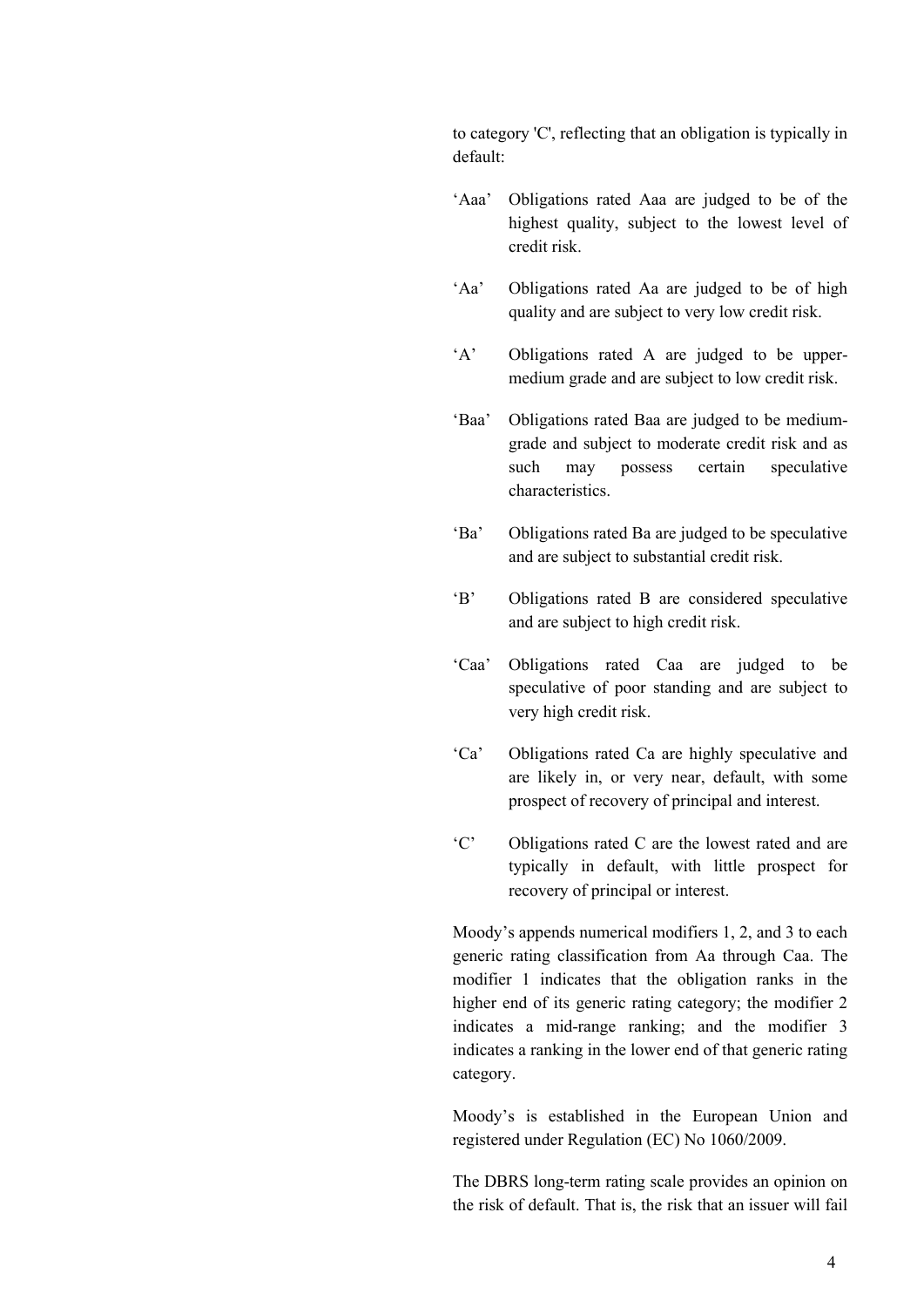to category 'C', reflecting that an obligation is typically in default:

‘Aaa’ Obligations rated Aaa are judged to be of the highest quality, subject to the lowest level of credit risk.

‘Aa’ Obligations rated Aa are judged to be of high quality and are subject to very low credit risk.

‘A’ Obligations rated A are judged to be upper-medium grade and are subject to low credit risk.

‘Baa’ Obligations rated Baa are judged to be medium-grade and subject to moderate credit risk and as such may possess certain speculative characteristics.

‘Ba’ Obligations rated Ba are judged to be speculative and are subject to substantial credit risk.

‘B’ Obligations rated B are considered speculative and are subject to high credit risk.

‘Caa’ Obligations rated Caa are judged to be speculative of poor standing and are subject to very high credit risk.

‘Ca’ Obligations rated Ca are highly speculative and are likely in, or very near, default, with some prospect of recovery of principal and interest.

‘C’ Obligations rated C are the lowest rated and are typically in default, with little prospect for recovery of principal or interest.

Moody’s appends numerical modifiers 1, 2, and 3 to each generic rating classification from Aa through Caa. The modifier 1 indicates that the obligation ranks in the higher end of its generic rating category; the modifier 2 indicates a mid-range ranking; and the modifier 3 indicates a ranking in the lower end of that generic rating category.

Moody’s is established in the European Union and registered under Regulation (EC) No 1060/2009.

The DBRS long-term rating scale provides an opinion on the risk of default. That is, the risk that an issuer will fail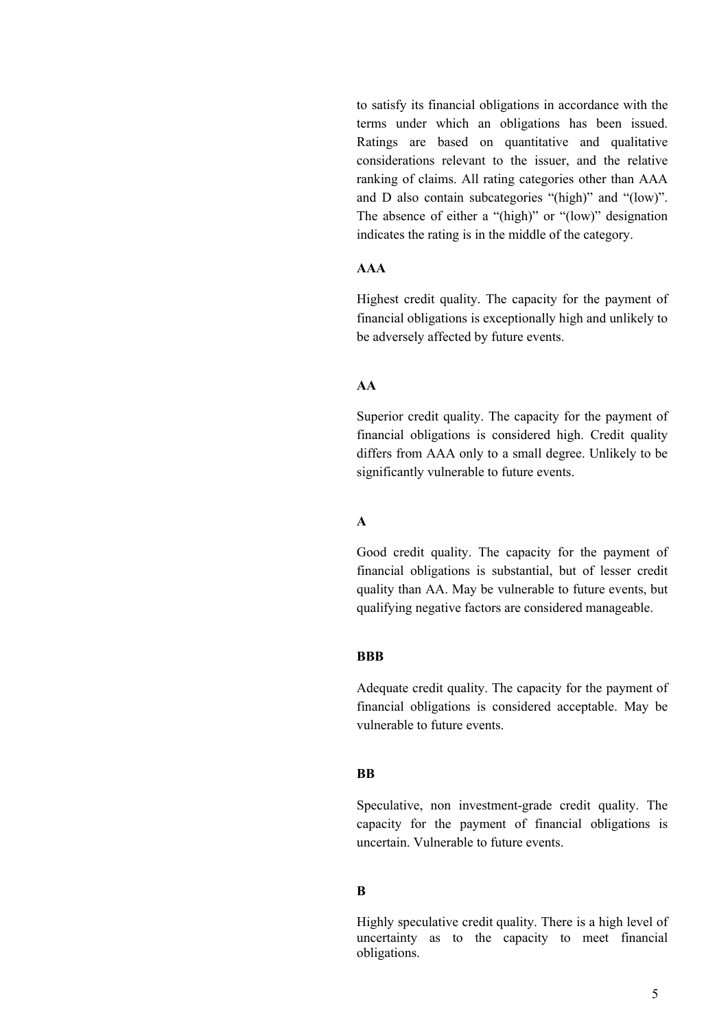to satisfy its financial obligations in accordance with the terms under which an obligations has been issued. Ratings are based on quantitative and qualitative considerations relevant to the issuer, and the relative ranking of claims. All rating categories other than AAA and D also contain subcategories "(high)" and "(low)". The absence of either a "(high)" or "(low)" designation indicates the rating is in the middle of the category.

**AAA**

Highest credit quality. The capacity for the payment of financial obligations is exceptionally high and unlikely to be adversely affected by future events.

**AA**

Superior credit quality. The capacity for the payment of financial obligations is considered high. Credit quality differs from AAA only to a small degree. Unlikely to be significantly vulnerable to future events.

**A**

Good credit quality. The capacity for the payment of financial obligations is substantial, but of lesser credit quality than AA. May be vulnerable to future events, but qualifying negative factors are considered manageable.

**BBB**

Adequate credit quality. The capacity for the payment of financial obligations is considered acceptable. May be vulnerable to future events.

**BB**

Speculative, non investment-grade credit quality. The capacity for the payment of financial obligations is uncertain. Vulnerable to future events.

**B**

Highly speculative credit quality. There is a high level of uncertainty as to the capacity to meet financial obligations.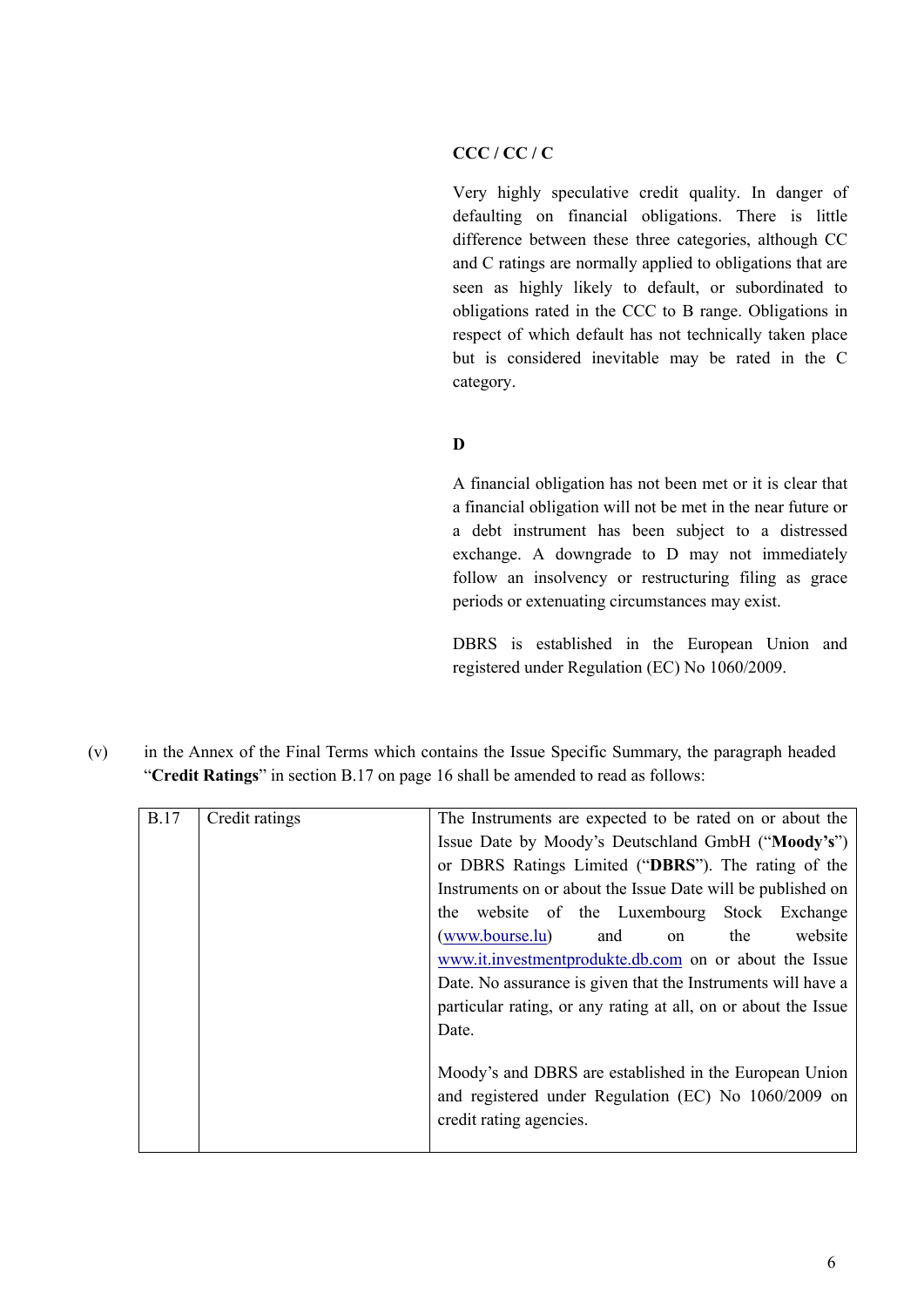**CCC / CC / C**

Very highly speculative credit quality. In danger of defaulting on financial obligations. There is little difference between these three categories, although CC and C ratings are normally applied to obligations that are seen as highly likely to default, or subordinated to obligations rated in the CCC to B range. Obligations in respect of which default has not technically taken place but is considered inevitable may be rated in the C category.

**D**

A financial obligation has not been met or it is clear that a financial obligation will not be met in the near future or a debt instrument has been subject to a distressed exchange. A downgrade to D may not immediately follow an insolvency or restructuring filing as grace periods or extenuating circumstances may exist.

DBRS is established in the European Union and registered under Regulation (EC) No 1060/2009.

(v) in the Annex of the Final Terms which contains the Issue Specific Summary, the paragraph headed "**Credit Ratings**" in section B.17 on page 16 shall be amended to read as follows:

| B.17 | Credit ratings | The Instruments are expected to be rated on or about the Issue Date by Moody's Deutschland GmbH ("**Moody's**") or DBRS Ratings Limited ("**DBRS**"). The rating of the Instruments on or about the Issue Date will be published on the website of the Luxembourg Stock Exchange (www.bourse.lu) and on the website www.it.investmentprodukte.db.com on or about the Issue Date. No assurance is given that the Instruments will have a particular rating, or any rating at all, on or about the Issue Date.<br><br>Moody's and DBRS are established in the European Union and registered under Regulation (EC) No 1060/2009 on credit rating agencies. |
|---|---|---|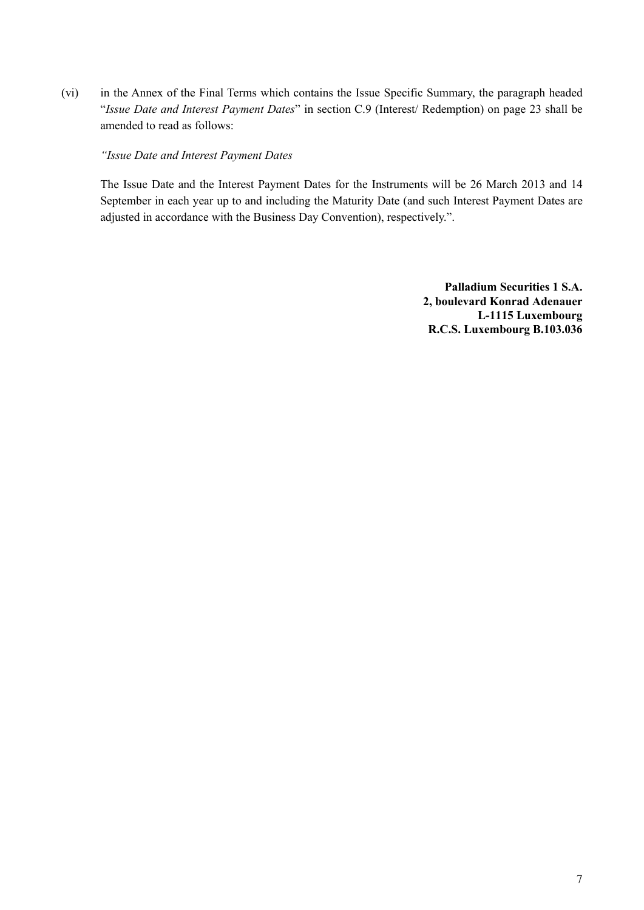(vi) in the Annex of the Final Terms which contains the Issue Specific Summary, the paragraph headed "*Issue Date and Interest Payment Dates*" in section C.9 (Interest/ Redemption) on page 23 shall be amended to read as follows:

*"Issue Date and Interest Payment Dates*

The Issue Date and the Interest Payment Dates for the Instruments will be 26 March 2013 and 14 September in each year up to and including the Maturity Date (and such Interest Payment Dates are adjusted in accordance with the Business Day Convention), respectively.".

**Palladium Securities 1 S.A.**
**2, boulevard Konrad Adenauer**
**L-1115 Luxembourg**
**R.C.S. Luxembourg B.103.036**